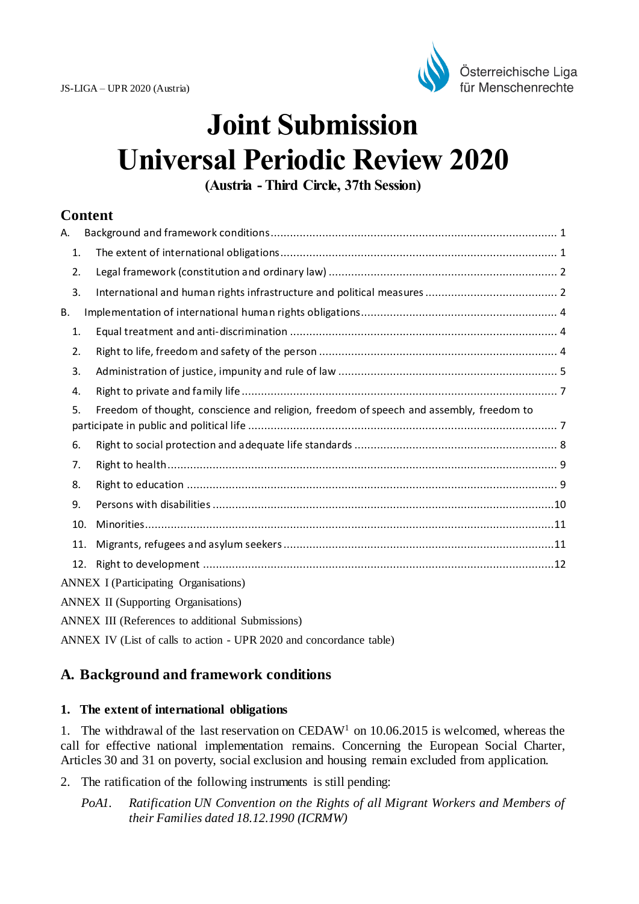# Joint Submission
# Universal Periodic Review 2020

**(Austria - Third Circle, 37th Session)**

## Content

A. Background and framework conditions ... 1
  1. The extent of international obligations ... 1
  2. Legal framework (constitution and ordinary law) ... 2
  3. International and human rights infrastructure and political measures ... 2
B. Implementation of international human rights obligations ... 4
  1. Equal treatment and anti-discrimination ... 4
  2. Right to life, freedom and safety of the person ... 4
  3. Administration of justice, impunity and rule of law ... 5
  4. Right to private and family life ... 7
  5. Freedom of thought, conscience and religion, freedom of speech and assembly, freedom to participate in public and political life ... 7
  6. Right to social protection and adequate life standards ... 8
  7. Right to health ... 9
  8. Right to education ... 9
  9. Persons with disabilities ... 10
  10. Minorities ... 11
  11. Migrants, refugees and asylum seekers ... 11
  12. Right to development ... 12

ANNEX I (Participating Organisations)

ANNEX II (Supporting Organisations)

ANNEX III (References to additional Submissions)

ANNEX IV (List of calls to action - UPR 2020 and concordance table)

## A. Background and framework conditions

### 1. The extent of international obligations

1. The withdrawal of the last reservation on CEDAW[1] on 10.06.2015 is welcomed, whereas the call for effective national implementation remains. Concerning the European Social Charter, Articles 30 and 31 on poverty, social exclusion and housing remain excluded from application.

2. The ratification of the following instruments is still pending:

*PoA1. Ratification UN Convention on the Rights of all Migrant Workers and Members of their Families dated 18.12.1990 (ICRMW)*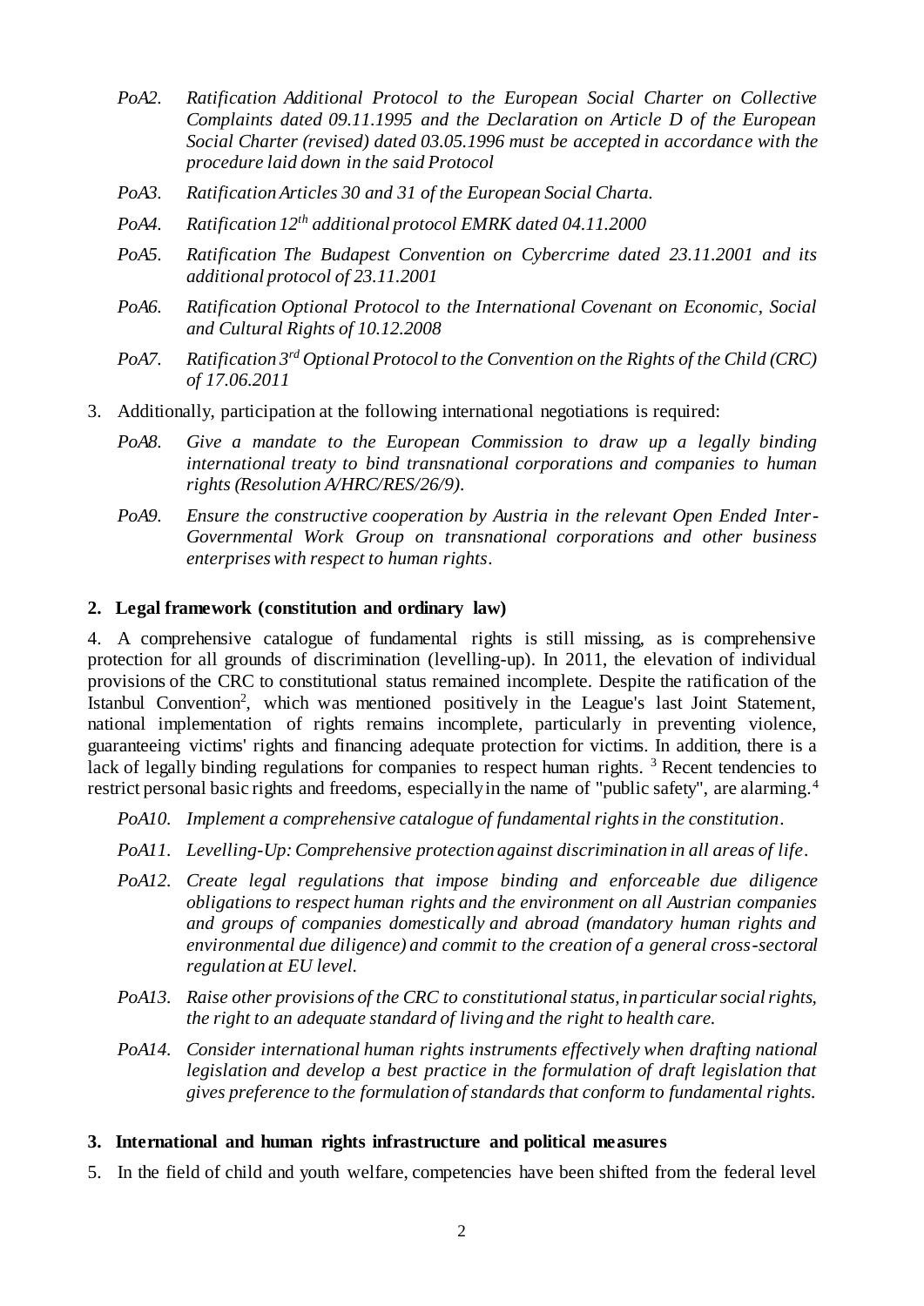*PoA2. Ratification Additional Protocol to the European Social Charter on Collective Complaints dated 09.11.1995 and the Declaration on Article D of the European Social Charter (revised) dated 03.05.1996 must be accepted in accordance with the procedure laid down in the said Protocol*

*PoA3. Ratification Articles 30 and 31 of the European Social Charta.*

*PoA4. Ratification 12th additional protocol EMRK dated 04.11.2000*

*PoA5. Ratification The Budapest Convention on Cybercrime dated 23.11.2001 and its additional protocol of 23.11.2001*

*PoA6. Ratification Optional Protocol to the International Covenant on Economic, Social and Cultural Rights of 10.12.2008*

*PoA7. Ratification 3rd Optional Protocol to the Convention on the Rights of the Child (CRC) of 17.06.2011*

3. Additionally, participation at the following international negotiations is required:

*PoA8. Give a mandate to the European Commission to draw up a legally binding international treaty to bind transnational corporations and companies to human rights (Resolution A/HRC/RES/26/9).*

*PoA9. Ensure the constructive cooperation by Austria in the relevant Open Ended Inter-Governmental Work Group on transnational corporations and other business enterprises with respect to human rights.*

## 2. Legal framework (constitution and ordinary law)

4. A comprehensive catalogue of fundamental rights is still missing, as is comprehensive protection for all grounds of discrimination (levelling-up). In 2011, the elevation of individual provisions of the CRC to constitutional status remained incomplete. Despite the ratification of the Istanbul Convention[2], which was mentioned positively in the League's last Joint Statement, national implementation of rights remains incomplete, particularly in preventing violence, guaranteeing victims' rights and financing adequate protection for victims. In addition, there is a lack of legally binding regulations for companies to respect human rights. [3] Recent tendencies to restrict personal basic rights and freedoms, especially in the name of "public safety", are alarming.[4]

*PoA10. Implement a comprehensive catalogue of fundamental rights in the constitution.*

*PoA11. Levelling-Up: Comprehensive protection against discrimination in all areas of life.*

*PoA12. Create legal regulations that impose binding and enforceable due diligence obligations to respect human rights and the environment on all Austrian companies and groups of companies domestically and abroad (mandatory human rights and environmental due diligence) and commit to the creation of a general cross-sectoral regulation at EU level.*

*PoA13. Raise other provisions of the CRC to constitutional status, in particular social rights, the right to an adequate standard of living and the right to health care.*

*PoA14. Consider international human rights instruments effectively when drafting national legislation and develop a best practice in the formulation of draft legislation that gives preference to the formulation of standards that conform to fundamental rights.*

## 3. International and human rights infrastructure and political measures

5. In the field of child and youth welfare, competencies have been shifted from the federal level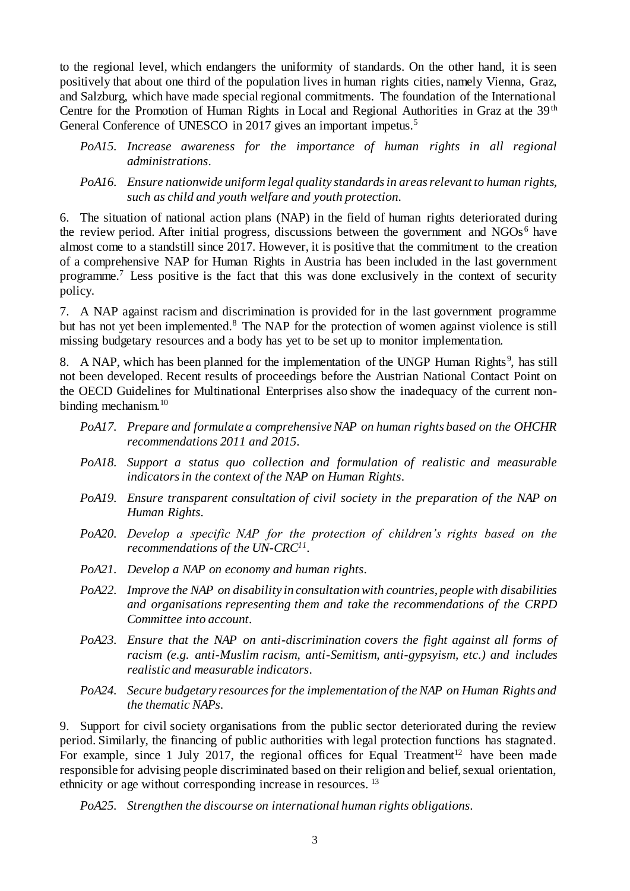to the regional level, which endangers the uniformity of standards. On the other hand, it is seen positively that about one third of the population lives in human rights cities, namely Vienna, Graz, and Salzburg, which have made special regional commitments. The foundation of the International Centre for the Promotion of Human Rights in Local and Regional Authorities in Graz at the 39th General Conference of UNESCO in 2017 gives an important impetus.[5]

*PoA15. Increase awareness for the importance of human rights in all regional administrations.*

*PoA16. Ensure nationwide uniform legal quality standards in areas relevant to human rights, such as child and youth welfare and youth protection.*

6. The situation of national action plans (NAP) in the field of human rights deteriorated during the review period. After initial progress, discussions between the government and NGOs[6] have almost come to a standstill since 2017. However, it is positive that the commitment to the creation of a comprehensive NAP for Human Rights in Austria has been included in the last government programme.[7] Less positive is the fact that this was done exclusively in the context of security policy.

7. A NAP against racism and discrimination is provided for in the last government programme but has not yet been implemented.[8] The NAP for the protection of women against violence is still missing budgetary resources and a body has yet to be set up to monitor implementation.

8. A NAP, which has been planned for the implementation of the UNGP Human Rights[9], has still not been developed. Recent results of proceedings before the Austrian National Contact Point on the OECD Guidelines for Multinational Enterprises also show the inadequacy of the current non-binding mechanism.[10]

*PoA17. Prepare and formulate a comprehensive NAP on human rights based on the OHCHR recommendations 2011 and 2015.*

*PoA18. Support a status quo collection and formulation of realistic and measurable indicators in the context of the NAP on Human Rights.*

*PoA19. Ensure transparent consultation of civil society in the preparation of the NAP on Human Rights.*

*PoA20. Develop a specific NAP for the protection of children's rights based on the recommendations of the UN-CRC[11].*

*PoA21. Develop a NAP on economy and human rights.*

*PoA22. Improve the NAP on disability in consultation with countries, people with disabilities and organisations representing them and take the recommendations of the CRPD Committee into account.*

*PoA23. Ensure that the NAP on anti-discrimination covers the fight against all forms of racism (e.g. anti-Muslim racism, anti-Semitism, anti-gypsyism, etc.) and includes realistic and measurable indicators.*

*PoA24. Secure budgetary resources for the implementation of the NAP on Human Rights and the thematic NAPs.*

9. Support for civil society organisations from the public sector deteriorated during the review period. Similarly, the financing of public authorities with legal protection functions has stagnated. For example, since 1 July 2017, the regional offices for Equal Treatment[12] have been made responsible for advising people discriminated based on their religion and belief, sexual orientation, ethnicity or age without corresponding increase in resources.[13]

*PoA25. Strengthen the discourse on international human rights obligations.*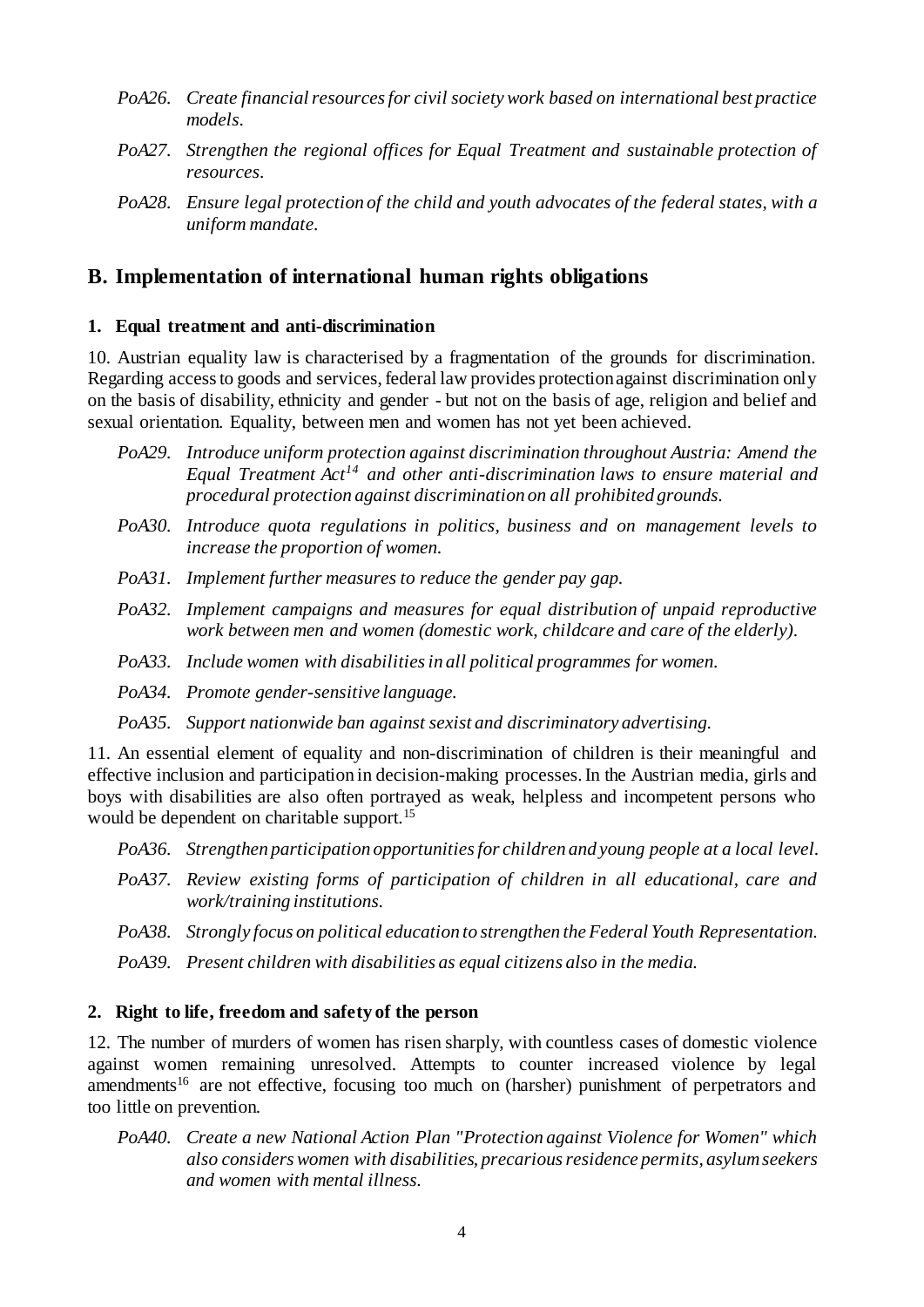*PoA26. Create financial resources for civil society work based on international best practice models.*

*PoA27. Strengthen the regional offices for Equal Treatment and sustainable protection of resources.*

*PoA28. Ensure legal protection of the child and youth advocates of the federal states, with a uniform mandate.*

## B. Implementation of international human rights obligations

### 1. Equal treatment and anti-discrimination

10. Austrian equality law is characterised by a fragmentation of the grounds for discrimination. Regarding access to goods and services, federal law provides protection against discrimination only on the basis of disability, ethnicity and gender - but not on the basis of age, religion and belief and sexual orientation. Equality, between men and women has not yet been achieved.

*PoA29. Introduce uniform protection against discrimination throughout Austria: Amend the Equal Treatment Act[14] and other anti-discrimination laws to ensure material and procedural protection against discrimination on all prohibited grounds.*

*PoA30. Introduce quota regulations in politics, business and on management levels to increase the proportion of women.*

*PoA31. Implement further measures to reduce the gender pay gap.*

*PoA32. Implement campaigns and measures for equal distribution of unpaid reproductive work between men and women (domestic work, childcare and care of the elderly).*

*PoA33. Include women with disabilities in all political programmes for women.*

*PoA34. Promote gender-sensitive language.*

*PoA35. Support nationwide ban against sexist and discriminatory advertising.*

11. An essential element of equality and non-discrimination of children is their meaningful and effective inclusion and participation in decision-making processes. In the Austrian media, girls and boys with disabilities are also often portrayed as weak, helpless and incompetent persons who would be dependent on charitable support.[15]

*PoA36. Strengthen participation opportunities for children and young people at a local level.*

*PoA37. Review existing forms of participation of children in all educational, care and work/training institutions.*

*PoA38. Strongly focus on political education to strengthen the Federal Youth Representation.*

*PoA39. Present children with disabilities as equal citizens also in the media.*

### 2. Right to life, freedom and safety of the person

12. The number of murders of women has risen sharply, with countless cases of domestic violence against women remaining unresolved. Attempts to counter increased violence by legal amendments[16] are not effective, focusing too much on (harsher) punishment of perpetrators and too little on prevention.

*PoA40. Create a new National Action Plan "Protection against Violence for Women" which also considers women with disabilities, precarious residence permits, asylum seekers and women with mental illness.*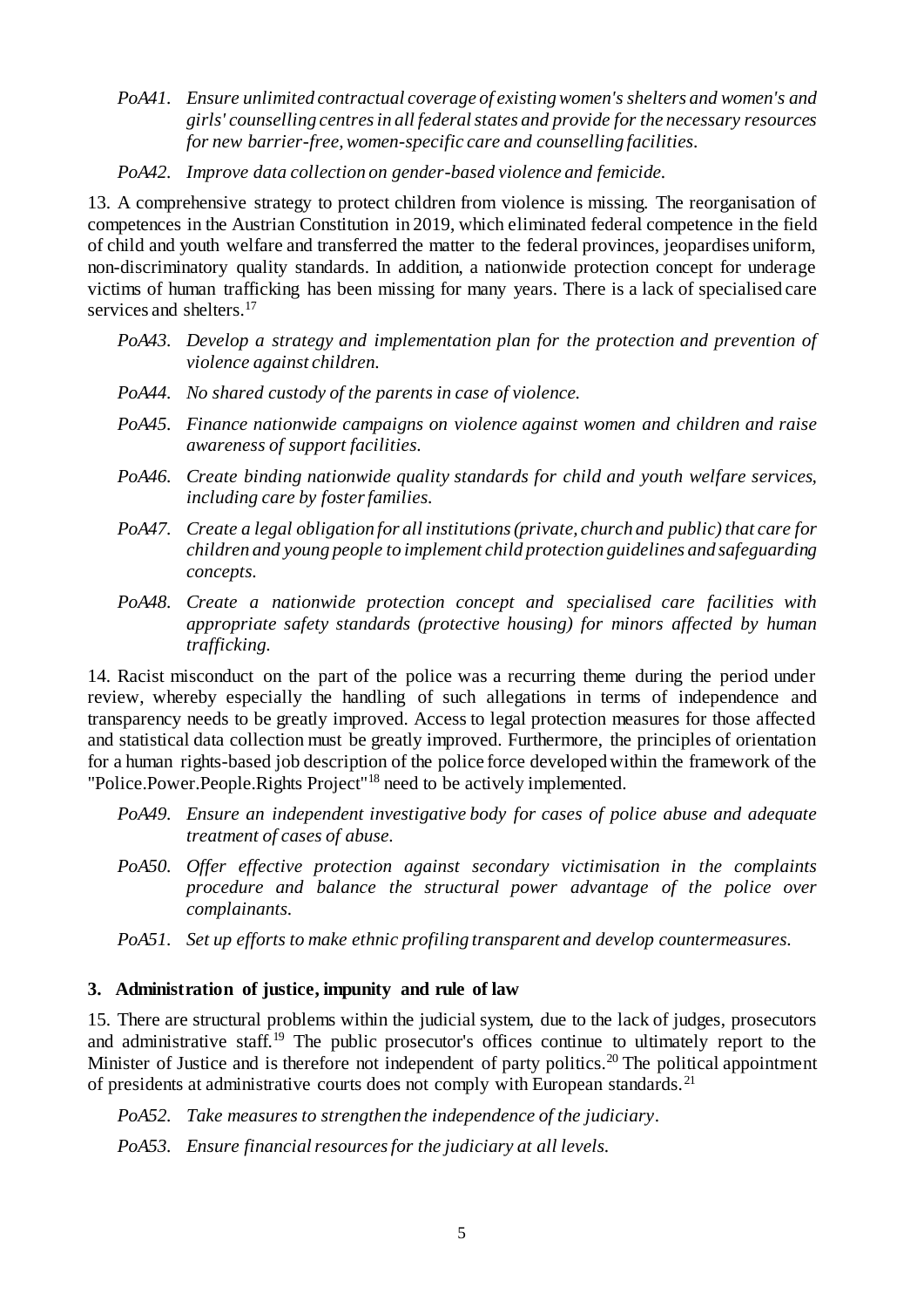*PoA41. Ensure unlimited contractual coverage of existing women's shelters and women's and girls' counselling centres in all federal states and provide for the necessary resources for new barrier-free, women-specific care and counselling facilities.*

*PoA42. Improve data collection on gender-based violence and femicide.*

13. A comprehensive strategy to protect children from violence is missing. The reorganisation of competences in the Austrian Constitution in 2019, which eliminated federal competence in the field of child and youth welfare and transferred the matter to the federal provinces, jeopardises uniform, non-discriminatory quality standards. In addition, a nationwide protection concept for underage victims of human trafficking has been missing for many years. There is a lack of specialised care services and shelters.[17]

*PoA43. Develop a strategy and implementation plan for the protection and prevention of violence against children.*

*PoA44. No shared custody of the parents in case of violence.*

*PoA45. Finance nationwide campaigns on violence against women and children and raise awareness of support facilities.*

*PoA46. Create binding nationwide quality standards for child and youth welfare services, including care by foster families.*

*PoA47. Create a legal obligation for all institutions (private, church and public) that care for children and young people to implement child protection guidelines and safeguarding concepts.*

*PoA48. Create a nationwide protection concept and specialised care facilities with appropriate safety standards (protective housing) for minors affected by human trafficking.*

14. Racist misconduct on the part of the police was a recurring theme during the period under review, whereby especially the handling of such allegations in terms of independence and transparency needs to be greatly improved. Access to legal protection measures for those affected and statistical data collection must be greatly improved. Furthermore, the principles of orientation for a human rights-based job description of the police force developed within the framework of the "Police.Power.People.Rights Project"[18] need to be actively implemented.

*PoA49. Ensure an independent investigative body for cases of police abuse and adequate treatment of cases of abuse.*

*PoA50. Offer effective protection against secondary victimisation in the complaints procedure and balance the structural power advantage of the police over complainants.*

*PoA51. Set up efforts to make ethnic profiling transparent and develop countermeasures.*

### 3. Administration of justice, impunity and rule of law

15. There are structural problems within the judicial system, due to the lack of judges, prosecutors and administrative staff.[19] The public prosecutor's offices continue to ultimately report to the Minister of Justice and is therefore not independent of party politics.[20] The political appointment of presidents at administrative courts does not comply with European standards.[21]

*PoA52. Take measures to strengthen the independence of the judiciary.*

*PoA53. Ensure financial resources for the judiciary at all levels.*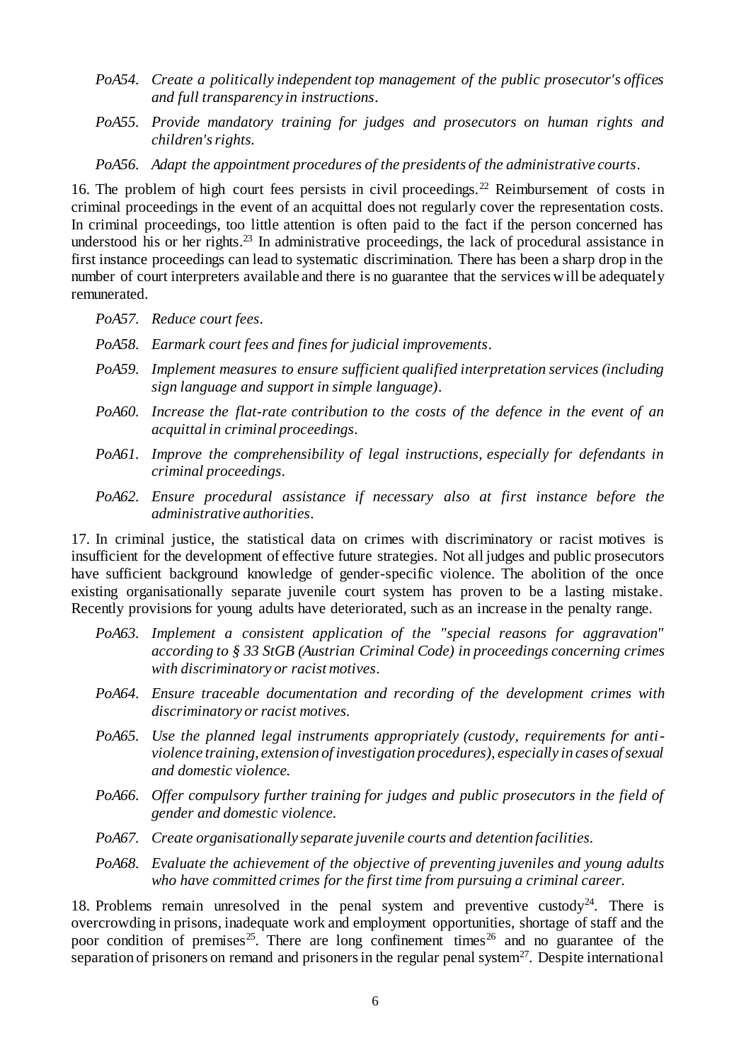*PoA54. Create a politically independent top management of the public prosecutor's offices and full transparency in instructions.*

*PoA55. Provide mandatory training for judges and prosecutors on human rights and children's rights.*

*PoA56. Adapt the appointment procedures of the presidents of the administrative courts.*

16. The problem of high court fees persists in civil proceedings.[22] Reimbursement of costs in criminal proceedings in the event of an acquittal does not regularly cover the representation costs. In criminal proceedings, too little attention is often paid to the fact if the person concerned has understood his or her rights.[23] In administrative proceedings, the lack of procedural assistance in first instance proceedings can lead to systematic discrimination. There has been a sharp drop in the number of court interpreters available and there is no guarantee that the services will be adequately remunerated.

*PoA57. Reduce court fees.*

*PoA58. Earmark court fees and fines for judicial improvements.*

*PoA59. Implement measures to ensure sufficient qualified interpretation services (including sign language and support in simple language).*

*PoA60. Increase the flat-rate contribution to the costs of the defence in the event of an acquittal in criminal proceedings.*

*PoA61. Improve the comprehensibility of legal instructions, especially for defendants in criminal proceedings.*

*PoA62. Ensure procedural assistance if necessary also at first instance before the administrative authorities.*

17. In criminal justice, the statistical data on crimes with discriminatory or racist motives is insufficient for the development of effective future strategies. Not all judges and public prosecutors have sufficient background knowledge of gender-specific violence. The abolition of the once existing organisationally separate juvenile court system has proven to be a lasting mistake. Recently provisions for young adults have deteriorated, such as an increase in the penalty range.

*PoA63. Implement a consistent application of the "special reasons for aggravation" according to § 33 StGB (Austrian Criminal Code) in proceedings concerning crimes with discriminatory or racist motives.*

*PoA64. Ensure traceable documentation and recording of the development crimes with discriminatory or racist motives.*

*PoA65. Use the planned legal instruments appropriately (custody, requirements for anti-violence training, extension of investigation procedures), especially in cases of sexual and domestic violence.*

*PoA66. Offer compulsory further training for judges and public prosecutors in the field of gender and domestic violence.*

*PoA67. Create organisationally separate juvenile courts and detention facilities.*

*PoA68. Evaluate the achievement of the objective of preventing juveniles and young adults who have committed crimes for the first time from pursuing a criminal career.*

18. Problems remain unresolved in the penal system and preventive custody[24]. There is overcrowding in prisons, inadequate work and employment opportunities, shortage of staff and the poor condition of premises[25]. There are long confinement times[26] and no guarantee of the separation of prisoners on remand and prisoners in the regular penal system[27]. Despite international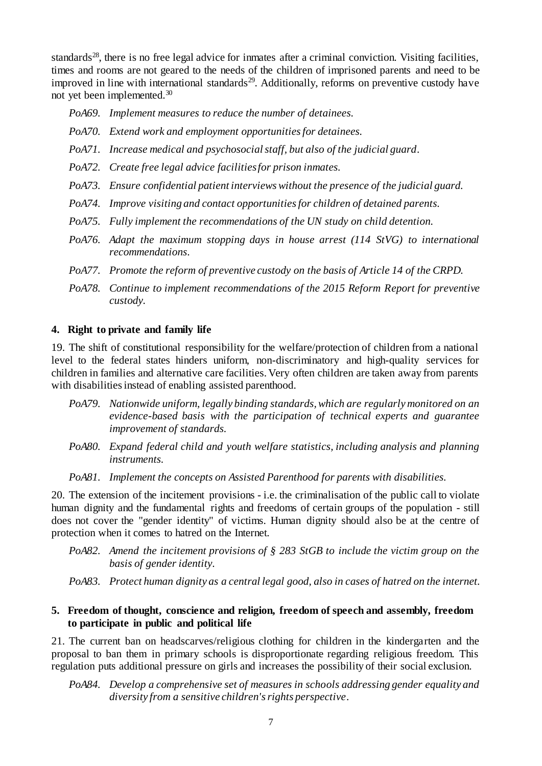standards[28], there is no free legal advice for inmates after a criminal conviction. Visiting facilities, times and rooms are not geared to the needs of the children of imprisoned parents and need to be improved in line with international standards[29]. Additionally, reforms on preventive custody have not yet been implemented.[30]

- *PoA69. Implement measures to reduce the number of detainees.*
- *PoA70. Extend work and employment opportunities for detainees.*
- *PoA71. Increase medical and psychosocial staff, but also of the judicial guard.*
- *PoA72. Create free legal advice facilities for prison inmates.*
- *PoA73. Ensure confidential patient interviews without the presence of the judicial guard.*
- *PoA74. Improve visiting and contact opportunities for children of detained parents.*
- *PoA75. Fully implement the recommendations of the UN study on child detention.*
- *PoA76. Adapt the maximum stopping days in house arrest (114 StVG) to international recommendations.*
- *PoA77. Promote the reform of preventive custody on the basis of Article 14 of the CRPD.*
- *PoA78. Continue to implement recommendations of the 2015 Reform Report for preventive custody.*

## 4. Right to private and family life

19. The shift of constitutional responsibility for the welfare/protection of children from a national level to the federal states hinders uniform, non-discriminatory and high-quality services for children in families and alternative care facilities. Very often children are taken away from parents with disabilities instead of enabling assisted parenthood.

- *PoA79. Nationwide uniform, legally binding standards, which are regularly monitored on an evidence-based basis with the participation of technical experts and guarantee improvement of standards.*
- *PoA80. Expand federal child and youth welfare statistics, including analysis and planning instruments.*
- *PoA81. Implement the concepts on Assisted Parenthood for parents with disabilities.*

20. The extension of the incitement provisions - i.e. the criminalisation of the public call to violate human dignity and the fundamental rights and freedoms of certain groups of the population - still does not cover the "gender identity" of victims. Human dignity should also be at the centre of protection when it comes to hatred on the Internet.

- *PoA82. Amend the incitement provisions of § 283 StGB to include the victim group on the basis of gender identity.*
- *PoA83. Protect human dignity as a central legal good, also in cases of hatred on the internet.*

## 5. Freedom of thought, conscience and religion, freedom of speech and assembly, freedom to participate in public and political life

21. The current ban on headscarves/religious clothing for children in the kindergarten and the proposal to ban them in primary schools is disproportionate regarding religious freedom. This regulation puts additional pressure on girls and increases the possibility of their social exclusion.

- *PoA84. Develop a comprehensive set of measures in schools addressing gender equality and diversity from a sensitive children's rights perspective.*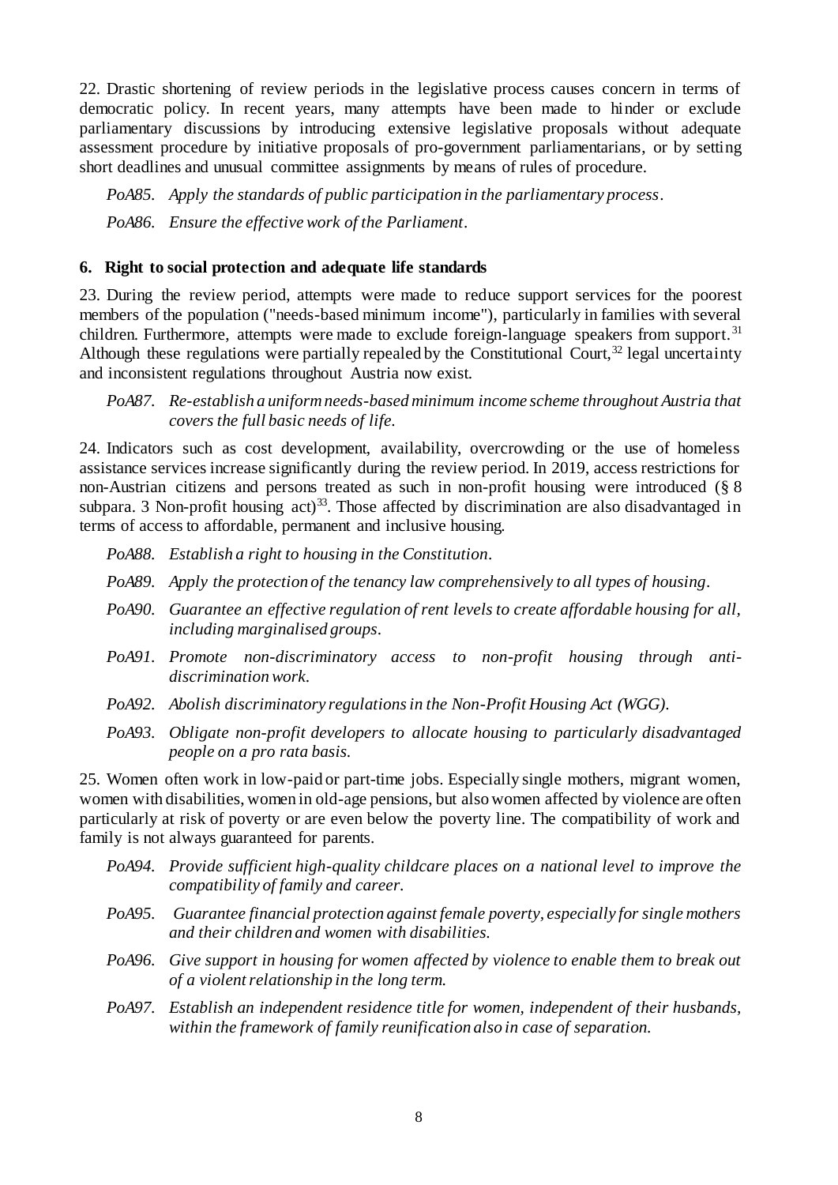22. Drastic shortening of review periods in the legislative process causes concern in terms of democratic policy. In recent years, many attempts have been made to hinder or exclude parliamentary discussions by introducing extensive legislative proposals without adequate assessment procedure by initiative proposals of pro-government parliamentarians, or by setting short deadlines and unusual committee assignments by means of rules of procedure.

*PoA85. Apply the standards of public participation in the parliamentary process.*

*PoA86. Ensure the effective work of the Parliament.*

### 6. Right to social protection and adequate life standards

23. During the review period, attempts were made to reduce support services for the poorest members of the population ("needs-based minimum income"), particularly in families with several children. Furthermore, attempts were made to exclude foreign-language speakers from support.[31] Although these regulations were partially repealed by the Constitutional Court,[32] legal uncertainty and inconsistent regulations throughout Austria now exist.

*PoA87. Re-establish a uniform needs-based minimum income scheme throughout Austria that covers the full basic needs of life.*

24. Indicators such as cost development, availability, overcrowding or the use of homeless assistance services increase significantly during the review period. In 2019, access restrictions for non-Austrian citizens and persons treated as such in non-profit housing were introduced (§ 8 subpara. 3 Non-profit housing act)[33]. Those affected by discrimination are also disadvantaged in terms of access to affordable, permanent and inclusive housing.

*PoA88. Establish a right to housing in the Constitution.*

*PoA89. Apply the protection of the tenancy law comprehensively to all types of housing.*

*PoA90. Guarantee an effective regulation of rent levels to create affordable housing for all, including marginalised groups.*

*PoA91. Promote non-discriminatory access to non-profit housing through anti-discrimination work.*

*PoA92. Abolish discriminatory regulations in the Non-Profit Housing Act (WGG).*

*PoA93. Obligate non-profit developers to allocate housing to particularly disadvantaged people on a pro rata basis.*

25. Women often work in low-paid or part-time jobs. Especially single mothers, migrant women, women with disabilities, women in old-age pensions, but also women affected by violence are often particularly at risk of poverty or are even below the poverty line. The compatibility of work and family is not always guaranteed for parents.

*PoA94. Provide sufficient high-quality childcare places on a national level to improve the compatibility of family and career.*

*PoA95. Guarantee financial protection against female poverty, especially for single mothers and their children and women with disabilities.*

*PoA96. Give support in housing for women affected by violence to enable them to break out of a violent relationship in the long term.*

*PoA97. Establish an independent residence title for women, independent of their husbands, within the framework of family reunification also in case of separation.*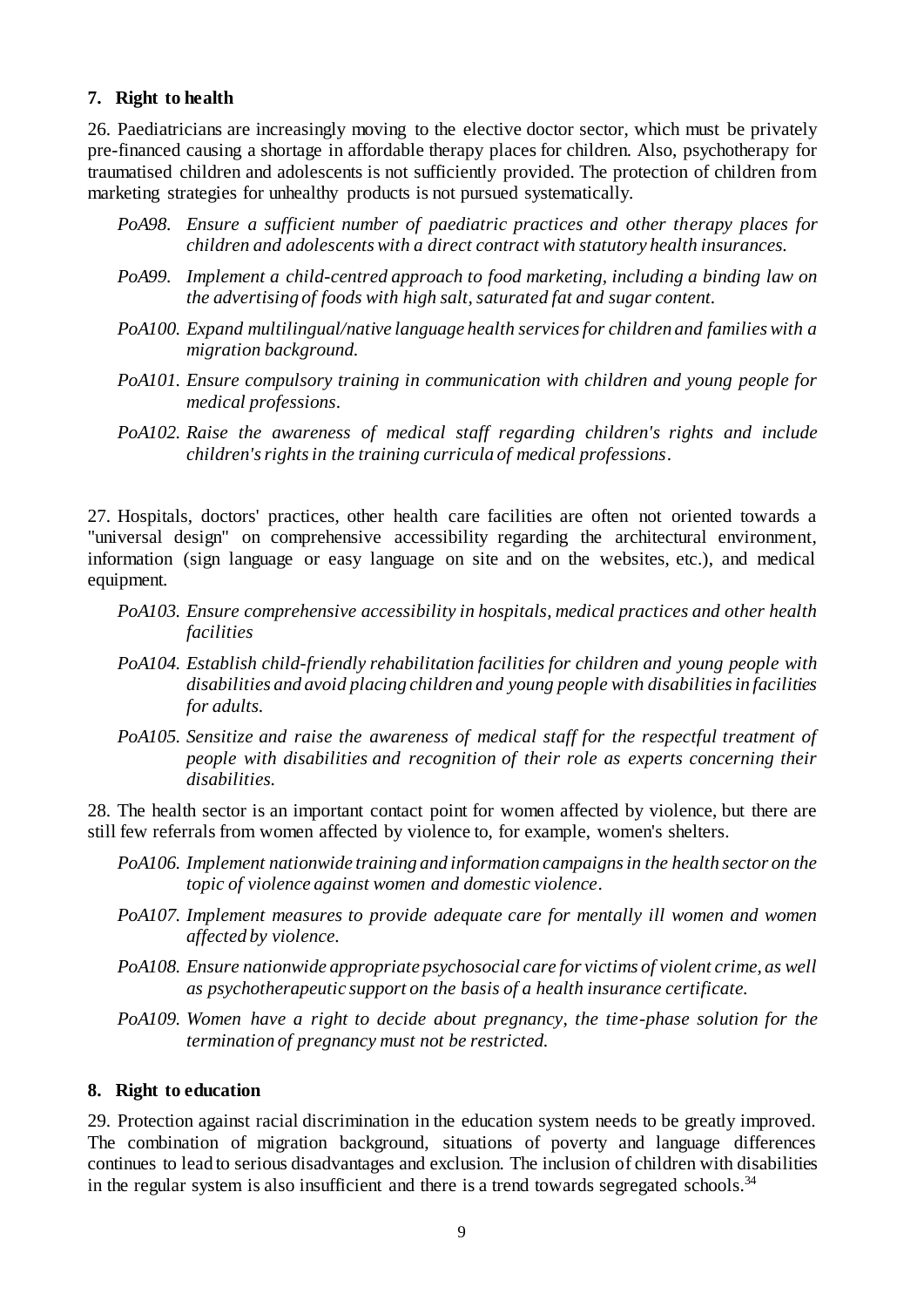### 7. Right to health

26. Paediatricians are increasingly moving to the elective doctor sector, which must be privately pre-financed causing a shortage in affordable therapy places for children. Also, psychotherapy for traumatised children and adolescents is not sufficiently provided. The protection of children from marketing strategies for unhealthy products is not pursued systematically.

- *PoA98. Ensure a sufficient number of paediatric practices and other therapy places for children and adolescents with a direct contract with statutory health insurances.*
- *PoA99. Implement a child-centred approach to food marketing, including a binding law on the advertising of foods with high salt, saturated fat and sugar content.*
- *PoA100. Expand multilingual/native language health services for children and families with a migration background.*
- *PoA101. Ensure compulsory training in communication with children and young people for medical professions.*
- *PoA102. Raise the awareness of medical staff regarding children's rights and include children's rights in the training curricula of medical professions.*

27. Hospitals, doctors' practices, other health care facilities are often not oriented towards a "universal design" on comprehensive accessibility regarding the architectural environment, information (sign language or easy language on site and on the websites, etc.), and medical equipment.

- *PoA103. Ensure comprehensive accessibility in hospitals, medical practices and other health facilities*
- *PoA104. Establish child-friendly rehabilitation facilities for children and young people with disabilities and avoid placing children and young people with disabilities in facilities for adults.*
- *PoA105. Sensitize and raise the awareness of medical staff for the respectful treatment of people with disabilities and recognition of their role as experts concerning their disabilities.*

28. The health sector is an important contact point for women affected by violence, but there are still few referrals from women affected by violence to, for example, women's shelters.

- *PoA106. Implement nationwide training and information campaigns in the health sector on the topic of violence against women and domestic violence.*
- *PoA107. Implement measures to provide adequate care for mentally ill women and women affected by violence.*
- *PoA108. Ensure nationwide appropriate psychosocial care for victims of violent crime, as well as psychotherapeutic support on the basis of a health insurance certificate.*
- *PoA109. Women have a right to decide about pregnancy, the time-phase solution for the termination of pregnancy must not be restricted.*

### 8. Right to education

29. Protection against racial discrimination in the education system needs to be greatly improved. The combination of migration background, situations of poverty and language differences continues to lead to serious disadvantages and exclusion. The inclusion of children with disabilities in the regular system is also insufficient and there is a trend towards segregated schools.[34]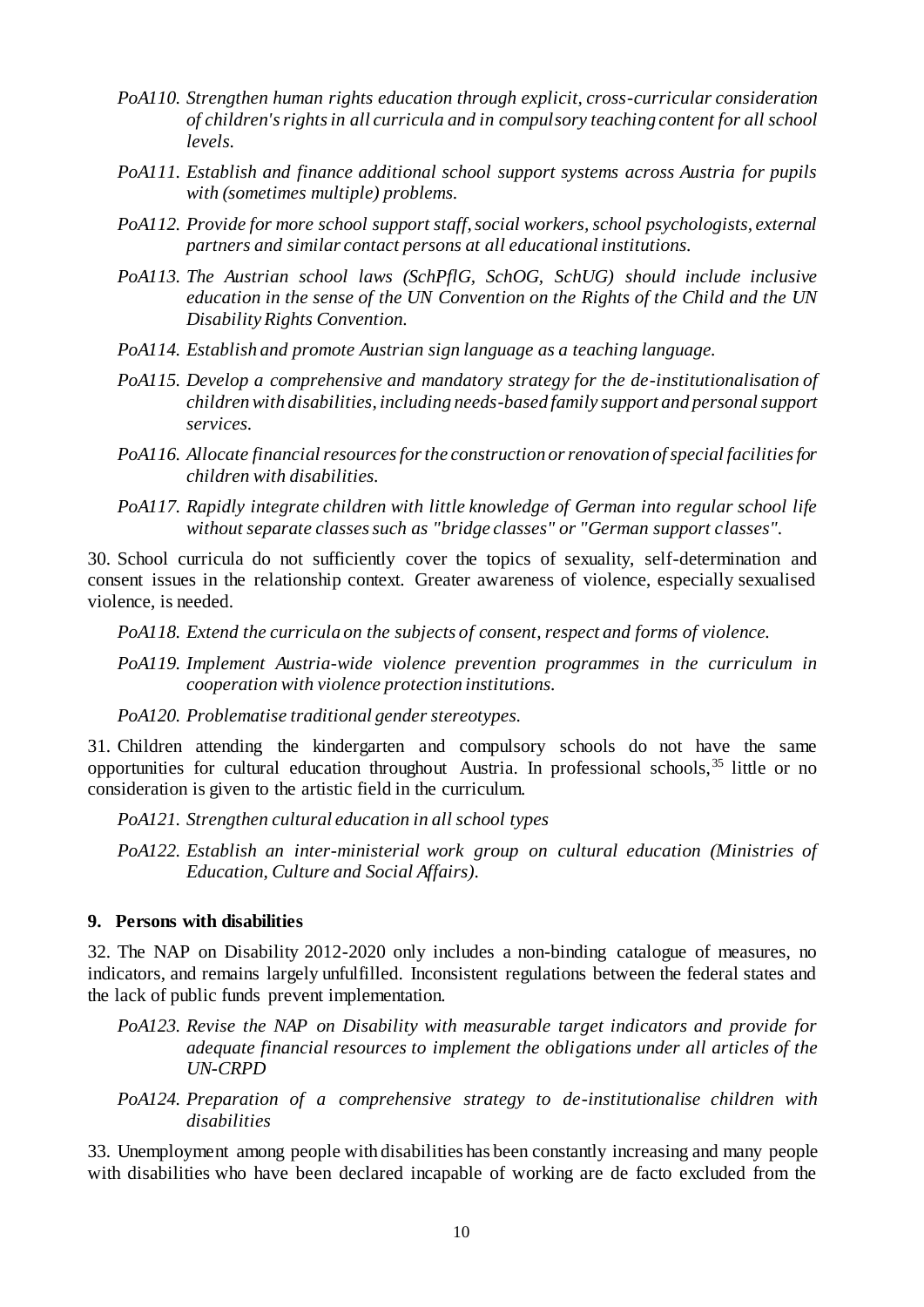*PoA110. Strengthen human rights education through explicit, cross-curricular consideration of children's rights in all curricula and in compulsory teaching content for all school levels.*

*PoA111. Establish and finance additional school support systems across Austria for pupils with (sometimes multiple) problems.*

*PoA112. Provide for more school support staff, social workers, school psychologists, external partners and similar contact persons at all educational institutions.*

*PoA113. The Austrian school laws (SchPflG, SchOG, SchUG) should include inclusive education in the sense of the UN Convention on the Rights of the Child and the UN Disability Rights Convention.*

*PoA114. Establish and promote Austrian sign language as a teaching language.*

*PoA115. Develop a comprehensive and mandatory strategy for the de-institutionalisation of children with disabilities, including needs-based family support and personal support services.*

*PoA116. Allocate financial resources for the construction or renovation of special facilities for children with disabilities.*

*PoA117. Rapidly integrate children with little knowledge of German into regular school life without separate classes such as "bridge classes" or "German support classes".*

30. School curricula do not sufficiently cover the topics of sexuality, self-determination and consent issues in the relationship context. Greater awareness of violence, especially sexualised violence, is needed.

*PoA118. Extend the curricula on the subjects of consent, respect and forms of violence.*

*PoA119. Implement Austria-wide violence prevention programmes in the curriculum in cooperation with violence protection institutions.*

*PoA120. Problematise traditional gender stereotypes.*

31. Children attending the kindergarten and compulsory schools do not have the same opportunities for cultural education throughout Austria. In professional schools,[35] little or no consideration is given to the artistic field in the curriculum.

*PoA121. Strengthen cultural education in all school types*

*PoA122. Establish an inter-ministerial work group on cultural education (Ministries of Education, Culture and Social Affairs).*

### 9. Persons with disabilities

32. The NAP on Disability 2012-2020 only includes a non-binding catalogue of measures, no indicators, and remains largely unfulfilled. Inconsistent regulations between the federal states and the lack of public funds prevent implementation.

*PoA123. Revise the NAP on Disability with measurable target indicators and provide for adequate financial resources to implement the obligations under all articles of the UN-CRPD*

*PoA124. Preparation of a comprehensive strategy to de-institutionalise children with disabilities*

33. Unemployment among people with disabilities has been constantly increasing and many people with disabilities who have been declared incapable of working are de facto excluded from the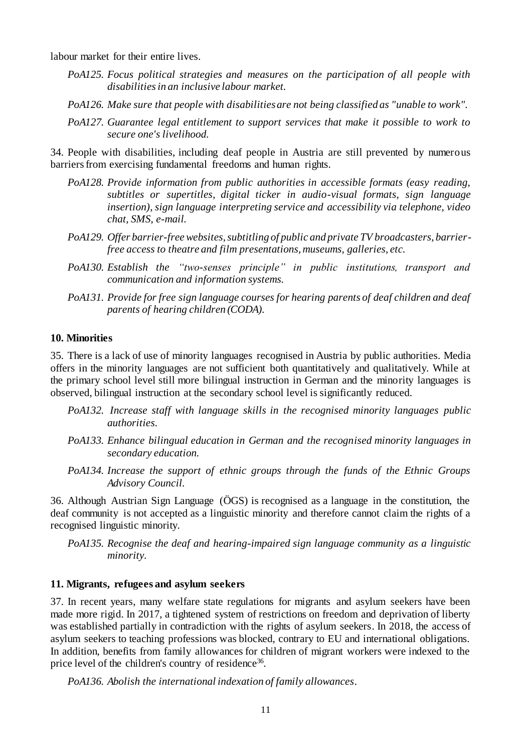labour market for their entire lives.

> *PoA125. Focus political strategies and measures on the participation of all people with disabilities in an inclusive labour market.*
>
> *PoA126. Make sure that people with disabilities are not being classified as "unable to work".*
>
> *PoA127. Guarantee legal entitlement to support services that make it possible to work to secure one's livelihood.*

34. People with disabilities, including deaf people in Austria are still prevented by numerous barriers from exercising fundamental freedoms and human rights.

> *PoA128. Provide information from public authorities in accessible formats (easy reading, subtitles or supertitles, digital ticker in audio-visual formats, sign language insertion), sign language interpreting service and accessibility via telephone, video chat, SMS, e-mail.*
>
> *PoA129. Offer barrier-free websites, subtitling of public and private TV broadcasters, barrier-free access to theatre and film presentations, museums, galleries, etc.*
>
> *PoA130. Establish the "two-senses principle" in public institutions, transport and communication and information systems.*
>
> *PoA131. Provide for free sign language courses for hearing parents of deaf children and deaf parents of hearing children (CODA).*

## 10. Minorities

35. There is a lack of use of minority languages recognised in Austria by public authorities. Media offers in the minority languages are not sufficient both quantitatively and qualitatively. While at the primary school level still more bilingual instruction in German and the minority languages is observed, bilingual instruction at the secondary school level is significantly reduced.

> *PoA132. Increase staff with language skills in the recognised minority languages public authorities.*
>
> *PoA133. Enhance bilingual education in German and the recognised minority languages in secondary education.*
>
> *PoA134. Increase the support of ethnic groups through the funds of the Ethnic Groups Advisory Council.*

36. Although Austrian Sign Language (ÖGS) is recognised as a language in the constitution, the deaf community is not accepted as a linguistic minority and therefore cannot claim the rights of a recognised linguistic minority.

> *PoA135. Recognise the deaf and hearing-impaired sign language community as a linguistic minority.*

## 11. Migrants, refugees and asylum seekers

37. In recent years, many welfare state regulations for migrants and asylum seekers have been made more rigid. In 2017, a tightened system of restrictions on freedom and deprivation of liberty was established partially in contradiction with the rights of asylum seekers. In 2018, the access of asylum seekers to teaching professions was blocked, contrary to EU and international obligations. In addition, benefits from family allowances for children of migrant workers were indexed to the price level of the children's country of residence[36].

> *PoA136. Abolish the international indexation of family allowances.*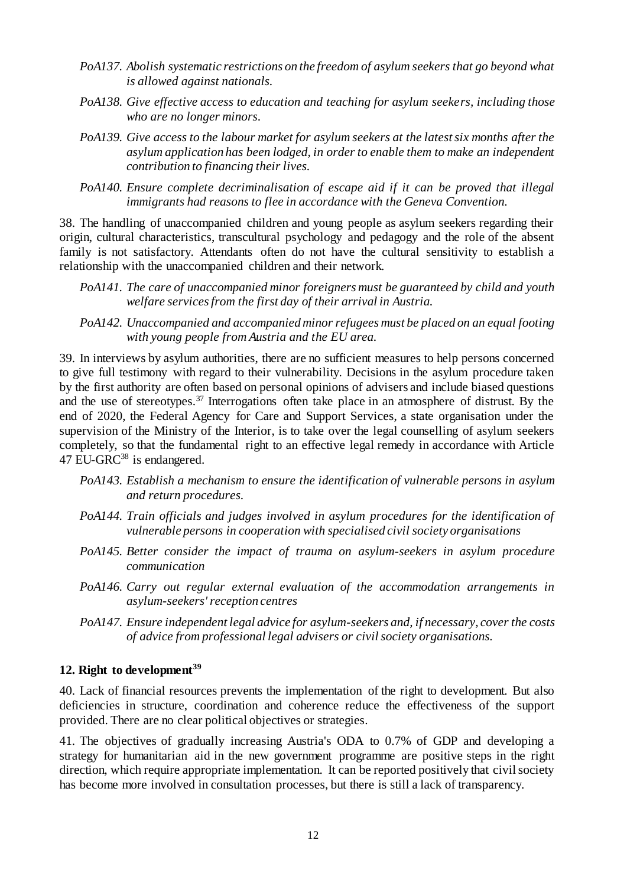*PoA137. Abolish systematic restrictions on the freedom of asylum seekers that go beyond what is allowed against nationals.*

*PoA138. Give effective access to education and teaching for asylum seekers, including those who are no longer minors.*

*PoA139. Give access to the labour market for asylum seekers at the latest six months after the asylum application has been lodged, in order to enable them to make an independent contribution to financing their lives.*

*PoA140. Ensure complete decriminalisation of escape aid if it can be proved that illegal immigrants had reasons to flee in accordance with the Geneva Convention.*

38. The handling of unaccompanied children and young people as asylum seekers regarding their origin, cultural characteristics, transcultural psychology and pedagogy and the role of the absent family is not satisfactory. Attendants often do not have the cultural sensitivity to establish a relationship with the unaccompanied children and their network.

*PoA141. The care of unaccompanied minor foreigners must be guaranteed by child and youth welfare services from the first day of their arrival in Austria.*

*PoA142. Unaccompanied and accompanied minor refugees must be placed on an equal footing with young people from Austria and the EU area.*

39. In interviews by asylum authorities, there are no sufficient measures to help persons concerned to give full testimony with regard to their vulnerability. Decisions in the asylum procedure taken by the first authority are often based on personal opinions of advisers and include biased questions and the use of stereotypes.[37] Interrogations often take place in an atmosphere of distrust. By the end of 2020, the Federal Agency for Care and Support Services, a state organisation under the supervision of the Ministry of the Interior, is to take over the legal counselling of asylum seekers completely, so that the fundamental right to an effective legal remedy in accordance with Article 47 EU-GRC[38] is endangered.

*PoA143. Establish a mechanism to ensure the identification of vulnerable persons in asylum and return procedures.*

*PoA144. Train officials and judges involved in asylum procedures for the identification of vulnerable persons in cooperation with specialised civil society organisations*

*PoA145. Better consider the impact of trauma on asylum-seekers in asylum procedure communication*

*PoA146. Carry out regular external evaluation of the accommodation arrangements in asylum-seekers' reception centres*

*PoA147. Ensure independent legal advice for asylum-seekers and, if necessary, cover the costs of advice from professional legal advisers or civil society organisations.*

### 12. Right to development[39]

40. Lack of financial resources prevents the implementation of the right to development. But also deficiencies in structure, coordination and coherence reduce the effectiveness of the support provided. There are no clear political objectives or strategies.

41. The objectives of gradually increasing Austria's ODA to 0.7% of GDP and developing a strategy for humanitarian aid in the new government programme are positive steps in the right direction, which require appropriate implementation. It can be reported positively that civil society has become more involved in consultation processes, but there is still a lack of transparency.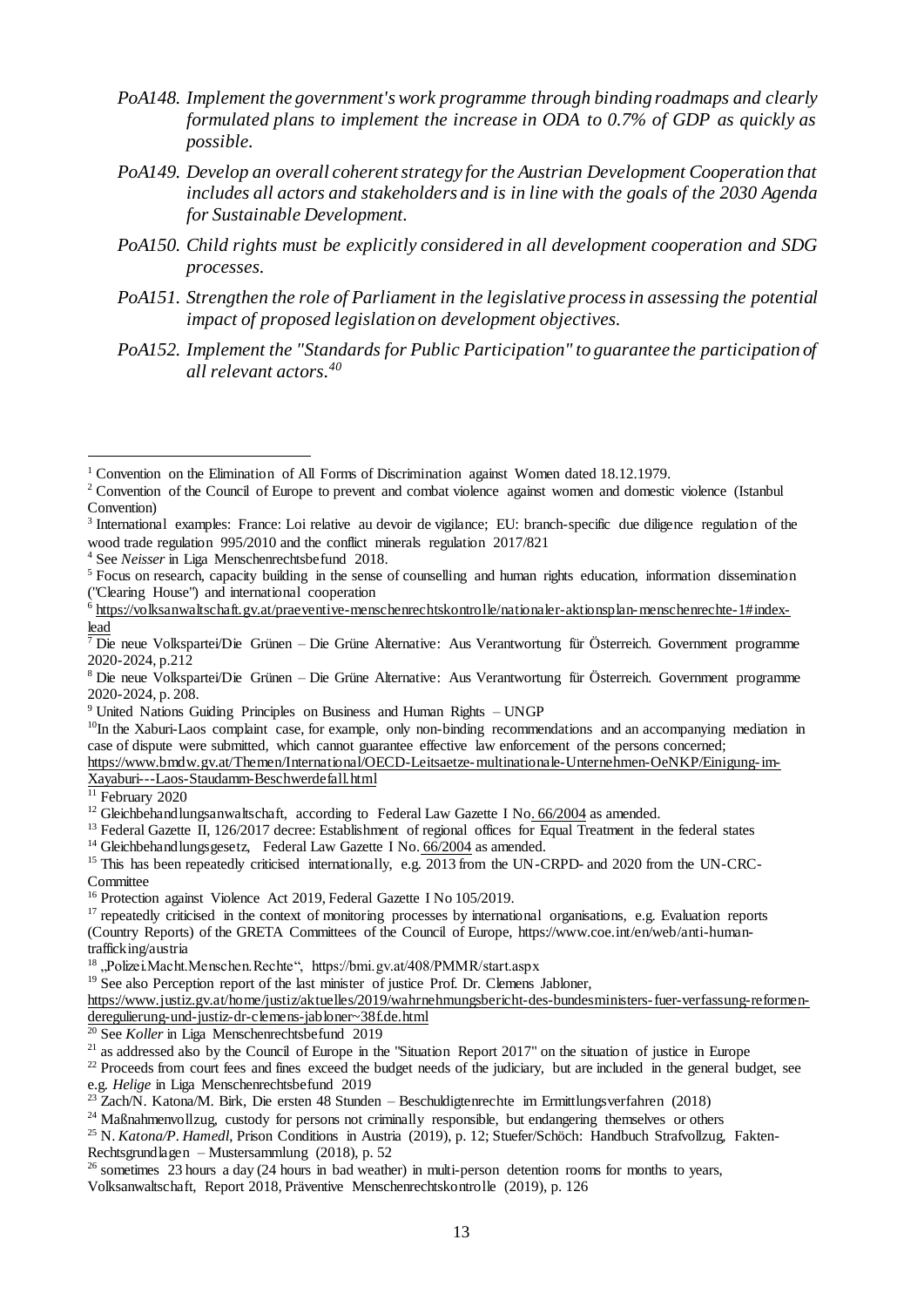*PoA148. Implement the government's work programme through binding roadmaps and clearly formulated plans to implement the increase in ODA to 0.7% of GDP as quickly as possible.*

*PoA149. Develop an overall coherent strategy for the Austrian Development Cooperation that includes all actors and stakeholders and is in line with the goals of the 2030 Agenda for Sustainable Development.*

*PoA150. Child rights must be explicitly considered in all development cooperation and SDG processes.*

*PoA151. Strengthen the role of Parliament in the legislative process in assessing the potential impact of proposed legislation on development objectives.*

*PoA152. Implement the "Standards for Public Participation" to guarantee the participation of all relevant actors.*[40]

---

[1] Convention on the Elimination of All Forms of Discrimination against Women dated 18.12.1979.

[2] Convention of the Council of Europe to prevent and combat violence against women and domestic violence (Istanbul Convention)

[3] International examples: France: Loi relative au devoir de vigilance; EU: branch-specific due diligence regulation of the wood trade regulation 995/2010 and the conflict minerals regulation 2017/821

[4] See *Neisser* in Liga Menschenrechtsbefund 2018.

[5] Focus on research, capacity building in the sense of counselling and human rights education, information dissemination ("Clearing House") and international cooperation

[6] https://volksanwaltschaft.gv.at/praeventive-menschenrechtskontrolle/nationaler-aktionsplan-menschenrechte-1#index-lead

[7] Die neue Volkspartei/Die Grünen – Die Grüne Alternative: Aus Verantwortung für Österreich. Government programme 2020-2024, p.212

[8] Die neue Volkspartei/Die Grünen – Die Grüne Alternative: Aus Verantwortung für Österreich. Government programme 2020-2024, p. 208.

[9] United Nations Guiding Principles on Business and Human Rights – UNGP

[10] In the Xaburi-Laos complaint case, for example, only non-binding recommendations and an accompanying mediation in case of dispute were submitted, which cannot guarantee effective law enforcement of the persons concerned; https://www.bmdw.gv.at/Themen/International/OECD-Leitsaetze-multinationale-Unternehmen-OeNKP/Einigung-im-Xayaburi---Laos-Staudamm-Beschwerdefall.html

[11] February 2020

[12] Gleichbehandlungsanwaltschaft, according to Federal Law Gazette I No. 66/2004 as amended.

[13] Federal Gazette II, 126/2017 decree: Establishment of regional offices for Equal Treatment in the federal states

[14] Gleichbehandlungsgesetz, Federal Law Gazette I No. 66/2004 as amended.

[15] This has been repeatedly criticised internationally, e.g. 2013 from the UN-CRPD- and 2020 from the UN-CRC-Committee

[16] Protection against Violence Act 2019, Federal Gazette I No 105/2019.

[17] repeatedly criticised in the context of monitoring processes by international organisations, e.g. Evaluation reports (Country Reports) of the GRETA Committees of the Council of Europe, https://www.coe.int/en/web/anti-human-trafficking/austria

[18] „Polizei.Macht.Menschen.Rechte", https://bmi.gv.at/408/PMMR/start.aspx

[19] See also Perception report of the last minister of justice Prof. Dr. Clemens Jabloner, https://www.justiz.gv.at/home/justiz/aktuelles/2019/wahrnehmungsbericht-des-bundesministers-fuer-verfassung-reformen-deregulierung-und-justiz-dr-clemens-jabloner~38f.de.html

[20] See *Koller* in Liga Menschenrechtsbefund 2019

[21] as addressed also by the Council of Europe in the "Situation Report 2017" on the situation of justice in Europe

[22] Proceeds from court fees and fines exceed the budget needs of the judiciary, but are included in the general budget, see e.g. *Helige* in Liga Menschenrechtsbefund 2019

[23] Zach/N. Katona/M. Birk, Die ersten 48 Stunden – Beschuldigtenrechte im Ermittlungsverfahren (2018)

[24] Maßnahmenvollzug, custody for persons not criminally responsible, but endangering themselves or others

[25] N. *Katona/P. Hamedl*, Prison Conditions in Austria (2019), p. 12; Stuefer/Schöch: Handbuch Strafvollzug, Fakten-Rechtsgrundlagen – Mustersammlung (2018), p. 52

[26] sometimes 23 hours a day (24 hours in bad weather) in multi-person detention rooms for months to years, Volksanwaltschaft, Report 2018, Präventive Menschenrechtskontrolle (2019), p. 126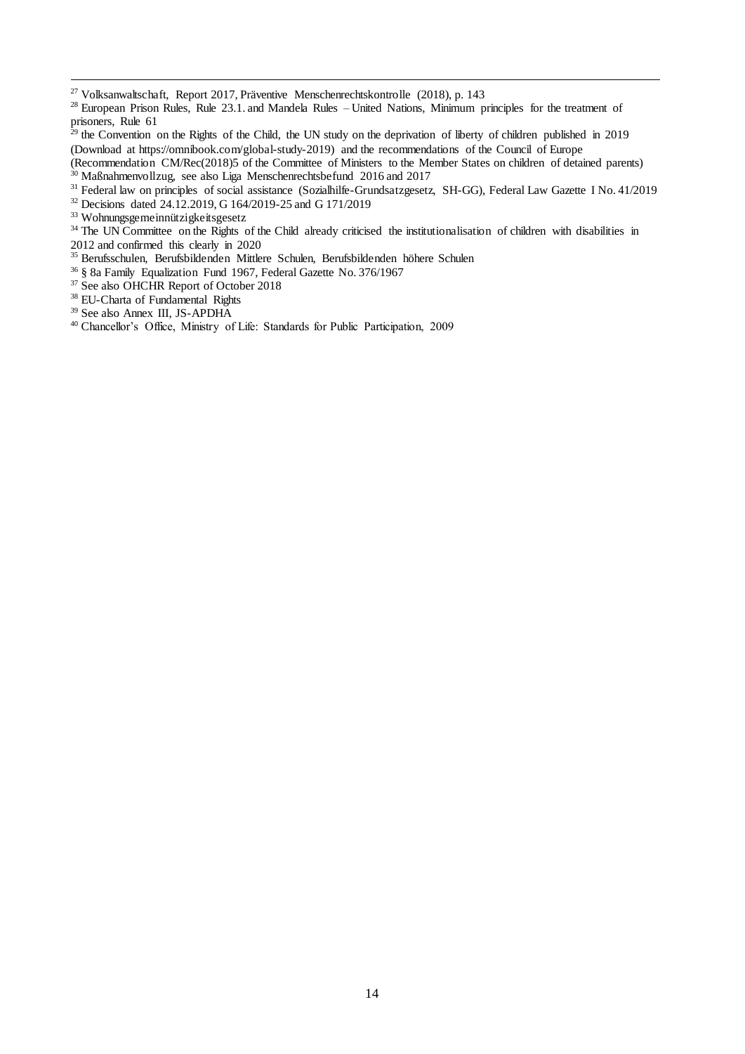[27] Volksanwaltschaft, Report 2017, Präventive Menschenrechtskontrolle (2018), p. 143

[28] European Prison Rules, Rule 23.1. and Mandela Rules – United Nations, Minimum principles for the treatment of prisoners, Rule 61

[29] the Convention on the Rights of the Child, the UN study on the deprivation of liberty of children published in 2019 (Download at https://omnibook.com/global-study-2019) and the recommendations of the Council of Europe (Recommendation CM/Rec(2018)5 of the Committee of Ministers to the Member States on children of detained parents)

[30] Maßnahmenvollzug, see also Liga Menschenrechtsbefund 2016 and 2017

[31] Federal law on principles of social assistance (Sozialhilfe-Grundsatzgesetz, SH-GG), Federal Law Gazette I No. 41/2019

[32] Decisions dated 24.12.2019, G 164/2019-25 and G 171/2019

[33] Wohnungsgemeinnützigkeitsgesetz

[34] The UN Committee on the Rights of the Child already criticised the institutionalisation of children with disabilities in 2012 and confirmed this clearly in 2020

[35] Berufsschulen, Berufsbildenden Mittlere Schulen, Berufsbildenden höhere Schulen

[36] § 8a Family Equalization Fund 1967, Federal Gazette No. 376/1967

[37] See also OHCHR Report of October 2018

[38] EU-Charta of Fundamental Rights

[39] See also Annex III, JS-APDHA

[40] Chancellor's Office, Ministry of Life: Standards for Public Participation, 2009